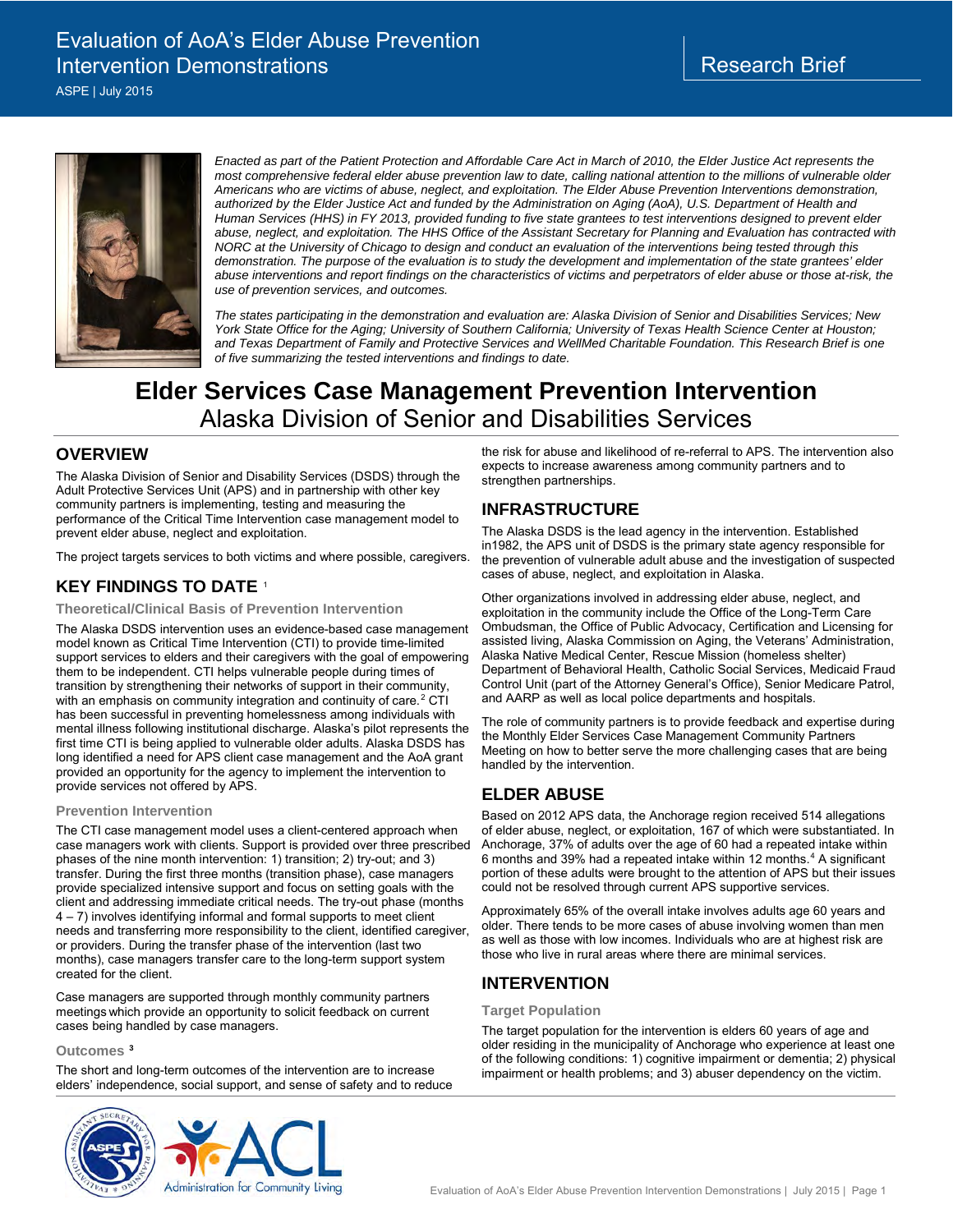# Evaluation of AoA's Elder Abuse Prevention Intervention Demonstrations

ASPE | July 2015

Research Brief

*Enacted as part of the Patient Protection and Affordable Care Act in March of 2010, the Elder Justice Act represents the most comprehensive federal elder abuse prevention law to date, calling national attention to the millions of vulnerable older Americans who are victims of abuse, neglect, and exploitation. The Elder Abuse Prevention Interventions demonstration, authorized by the Elder Justice Act and funded by the Administration on Aging (AoA), U.S. Department of Health and Human Services (HHS) in FY 2013, provided funding to five state grantees to test interventions designed to prevent elder abuse, neglect, and exploitation. The HHS Office of the Assistant Secretary for Planning and Evaluation has contracted with NORC at the University of Chicago to design and conduct an evaluation of the interventions being tested through this demonstration. The purpose of the evaluation is to study the development and implementation of the state grantees' elder abuse interventions and report findings on the characteristics of victims and perpetrators of elder abuse or those at-risk, the use of prevention services, and outcomes.*

*The states participating in the demonstration and evaluation are: Alaska Division of Senior and Disabilities Services; New York State Office for the Aging; University of Southern California; University of Texas Health Science Center at Houston; and Texas Department of Family and Protective Services and WellMed Charitable Foundation. This Research Brief is one of five summarizing the tested interventions and findings to date.*

# Elder Services Case Management Prevention Intervention
## Alaska Division of Senior and Disabilities Services

## OVERVIEW

The Alaska Division of Senior and Disability Services (DSDS) through the Adult Protective Services Unit (APS) and in partnership with other key community partners is implementing, testing and measuring the performance of the Critical Time Intervention case management model to prevent elder abuse, neglect and exploitation.

The project targets services to both victims and where possible, caregivers.

## KEY FINDINGS TO DATE [1]

### Theoretical/Clinical Basis of Prevention Intervention

The Alaska DSDS intervention uses an evidence-based case management model known as Critical Time Intervention (CTI) to provide time-limited support services to elders and their caregivers with the goal of empowering them to be independent. CTI helps vulnerable people during times of transition by strengthening their networks of support in their community, with an emphasis on community integration and continuity of care.[2] CTI has been successful in preventing homelessness among individuals with mental illness following institutional discharge. Alaska's pilot represents the first time CTI is being applied to vulnerable older adults. Alaska DSDS has long identified a need for APS client case management and the AoA grant provided an opportunity for the agency to implement the intervention to provide services not offered by APS.

### Prevention Intervention

The CTI case management model uses a client-centered approach when case managers work with clients. Support is provided over three prescribed phases of the nine month intervention: 1) transition; 2) try-out; and 3) transfer. During the first three months (transition phase), case managers provide specialized intensive support and focus on setting goals with the client and addressing immediate critical needs. The try-out phase (months 4 – 7) involves identifying informal and formal supports to meet client needs and transferring more responsibility to the client, identified caregiver, or providers. During the transfer phase of the intervention (last two months), case managers transfer care to the long-term support system created for the client.

Case managers are supported through monthly community partners meetings which provide an opportunity to solicit feedback on current cases being handled by case managers.

### Outcomes [3]

The short and long-term outcomes of the intervention are to increase elders' independence, social support, and sense of safety and to reduce the risk for abuse and likelihood of re-referral to APS. The intervention also expects to increase awareness among community partners and to strengthen partnerships.

## INFRASTRUCTURE

The Alaska DSDS is the lead agency in the intervention. Established in1982, the APS unit of DSDS is the primary state agency responsible for the prevention of vulnerable adult abuse and the investigation of suspected cases of abuse, neglect, and exploitation in Alaska.

Other organizations involved in addressing elder abuse, neglect, and exploitation in the community include the Office of the Long-Term Care Ombudsman, the Office of Public Advocacy, Certification and Licensing for assisted living, Alaska Commission on Aging, the Veterans' Administration, Alaska Native Medical Center, Rescue Mission (homeless shelter) Department of Behavioral Health, Catholic Social Services, Medicaid Fraud Control Unit (part of the Attorney General's Office), Senior Medicare Patrol, and AARP as well as local police departments and hospitals.

The role of community partners is to provide feedback and expertise during the Monthly Elder Services Case Management Community Partners Meeting on how to better serve the more challenging cases that are being handled by the intervention.

## ELDER ABUSE

Based on 2012 APS data, the Anchorage region received 514 allegations of elder abuse, neglect, or exploitation, 167 of which were substantiated. In Anchorage, 37% of adults over the age of 60 had a repeated intake within 6 months and 39% had a repeated intake within 12 months.[4] A significant portion of these adults were brought to the attention of APS but their issues could not be resolved through current APS supportive services.

Approximately 65% of the overall intake involves adults age 60 years and older. There tends to be more cases of abuse involving women than men as well as those with low incomes. Individuals who are at highest risk are those who live in rural areas where there are minimal services.

## INTERVENTION

### Target Population

The target population for the intervention is elders 60 years of age and older residing in the municipality of Anchorage who experience at least one of the following conditions: 1) cognitive impairment or dementia; 2) physical impairment or health problems; and 3) abuser dependency on the victim.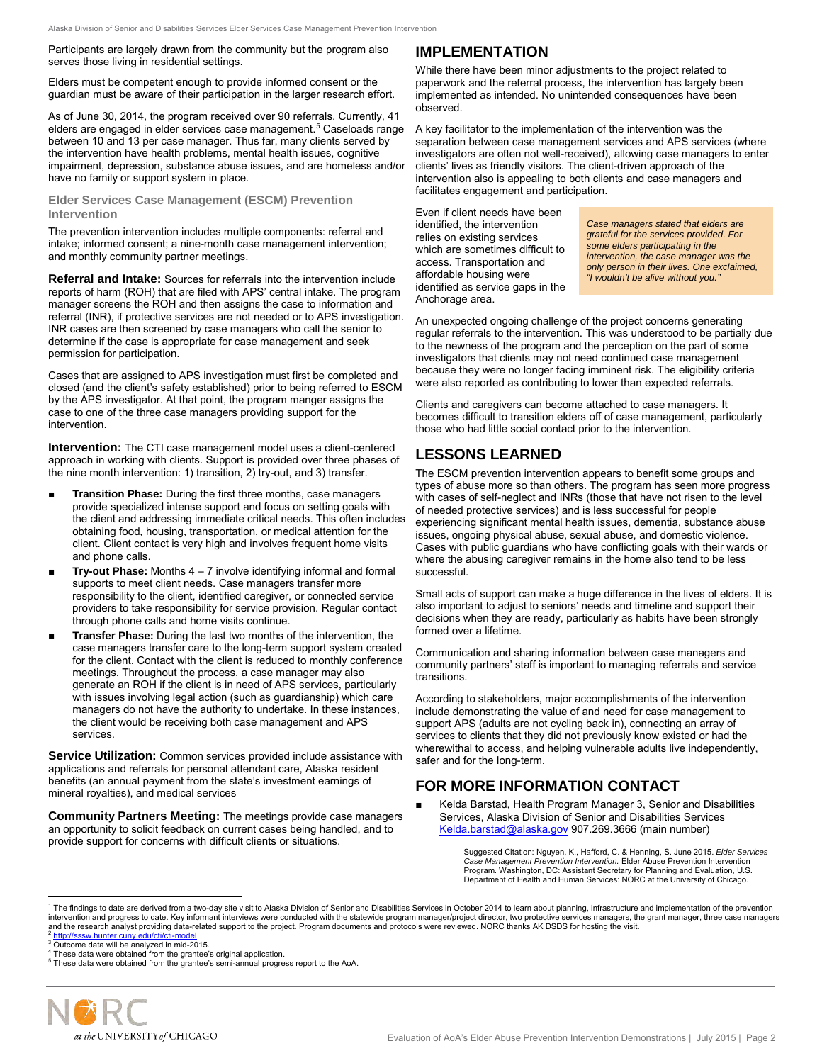Participants are largely drawn from the community but the program also serves those living in residential settings.

Elders must be competent enough to provide informed consent or the guardian must be aware of their participation in the larger research effort.

As of June 30, 2014, the program received over 90 referrals. Currently, 41 elders are engaged in elder services case management.[5] Caseloads range between 10 and 13 per case manager. Thus far, many clients served by the intervention have health problems, mental health issues, cognitive impairment, depression, substance abuse issues, and are homeless and/or have no family or support system in place.

### Elder Services Case Management (ESCM) Prevention Intervention

The prevention intervention includes multiple components: referral and intake; informed consent; a nine-month case management intervention; and monthly community partner meetings.

**Referral and Intake:** Sources for referrals into the intervention include reports of harm (ROH) that are filed with APS' central intake. The program manager screens the ROH and then assigns the case to information and referral (INR), if protective services are not needed or to APS investigation. INR cases are then screened by case managers who call the senior to determine if the case is appropriate for case management and seek permission for participation.

Cases that are assigned to APS investigation must first be completed and closed (and the client's safety established) prior to being referred to ESCM by the APS investigator. At that point, the program manger assigns the case to one of the three case managers providing support for the intervention.

**Intervention:** The CTI case management model uses a client-centered approach in working with clients. Support is provided over three phases of the nine month intervention: 1) transition, 2) try-out, and 3) transfer.

- **Transition Phase:** During the first three months, case managers provide specialized intense support and focus on setting goals with the client and addressing immediate critical needs. This often includes obtaining food, housing, transportation, or medical attention for the client. Client contact is very high and involves frequent home visits and phone calls.
- **Try-out Phase:** Months 4 – 7 involve identifying informal and formal supports to meet client needs. Case managers transfer more responsibility to the client, identified caregiver, or connected service providers to take responsibility for service provision. Regular contact through phone calls and home visits continue.
- **Transfer Phase:** During the last two months of the intervention, the case managers transfer care to the long-term support system created for the client. Contact with the client is reduced to monthly conference meetings. Throughout the process, a case manager may also generate an ROH if the client is in need of APS services, particularly with issues involving legal action (such as guardianship) which care managers do not have the authority to undertake. In these instances, the client would be receiving both case management and APS services.

**Service Utilization:** Common services provided include assistance with applications and referrals for personal attendant care, Alaska resident benefits (an annual payment from the state's investment earnings of mineral royalties), and medical services

**Community Partners Meeting:** The meetings provide case managers an opportunity to solicit feedback on current cases being handled, and to provide support for concerns with difficult clients or situations.

## IMPLEMENTATION

While there have been minor adjustments to the project related to paperwork and the referral process, the intervention has largely been implemented as intended. No unintended consequences have been observed.

A key facilitator to the implementation of the intervention was the separation between case management services and APS services (where investigators are often not well-received), allowing case managers to enter clients' lives as friendly visitors. The client-driven approach of the intervention also is appealing to both clients and case managers and facilitates engagement and participation.

Even if client needs have been identified, the intervention relies on existing services which are sometimes difficult to access. Transportation and affordable housing were identified as service gaps in the Anchorage area.

*Case managers stated that elders are grateful for the services provided. For some elders participating in the intervention, the case manager was the only person in their lives. One exclaimed, "I wouldn't be alive without you."*

An unexpected ongoing challenge of the project concerns generating regular referrals to the intervention. This was understood to be partially due to the newness of the program and the perception on the part of some investigators that clients may not need continued case management because they were no longer facing imminent risk. The eligibility criteria were also reported as contributing to lower than expected referrals.

Clients and caregivers can become attached to case managers. It becomes difficult to transition elders off of case management, particularly those who had little social contact prior to the intervention.

## LESSONS LEARNED

The ESCM prevention intervention appears to benefit some groups and types of abuse more so than others. The program has seen more progress with cases of self-neglect and INRs (those that have not risen to the level of needed protective services) and is less successful for people experiencing significant mental health issues, dementia, substance abuse issues, ongoing physical abuse, sexual abuse, and domestic violence. Cases with public guardians who have conflicting goals with their wards or where the abusing caregiver remains in the home also tend to be less successful.

Small acts of support can make a huge difference in the lives of elders. It is also important to adjust to seniors' needs and timeline and support their decisions when they are ready, particularly as habits have been strongly formed over a lifetime.

Communication and sharing information between case managers and community partners' staff is important to managing referrals and service transitions.

According to stakeholders, major accomplishments of the intervention include demonstrating the value of and need for case management to support APS (adults are not cycling back in), connecting an array of services to clients that they did not previously know existed or had the wherewithal to access, and helping vulnerable adults live independently, safer and for the long-term.

## FOR MORE INFORMATION CONTACT

- Kelda Barstad, Health Program Manager 3, Senior and Disabilities Services, Alaska Division of Senior and Disabilities Services Kelda.barstad@alaska.gov 907.269.3666 (main number)

Suggested Citation: Nguyen, K., Hafford, C. & Henning, S. June 2015. *Elder Services Case Management Prevention Intervention.* Elder Abuse Prevention Intervention Program. Washington, DC: Assistant Secretary for Planning and Evaluation, U.S. Department of Health and Human Services: NORC at the University of Chicago.

---

[1] The findings to date are derived from a two-day site visit to Alaska Division of Senior and Disabilities Services in October 2014 to learn about planning, infrastructure and implementation of the prevention intervention and progress to date. Key informant interviews were conducted with the statewide program manager/project director, two protective services managers, the grant manager, three case managers and the research analyst providing data-related support to the project. Program documents and protocols were reviewed. NORC thanks AK DSDS for hosting the visit.

[2] http://sssw.hunter.cuny.edu/cti/cti-model

[3] Outcome data will be analyzed in mid-2015.

[4] These data were obtained from the grantee's original application.

[5] These data were obtained from the grantee's semi-annual progress report to the AoA.